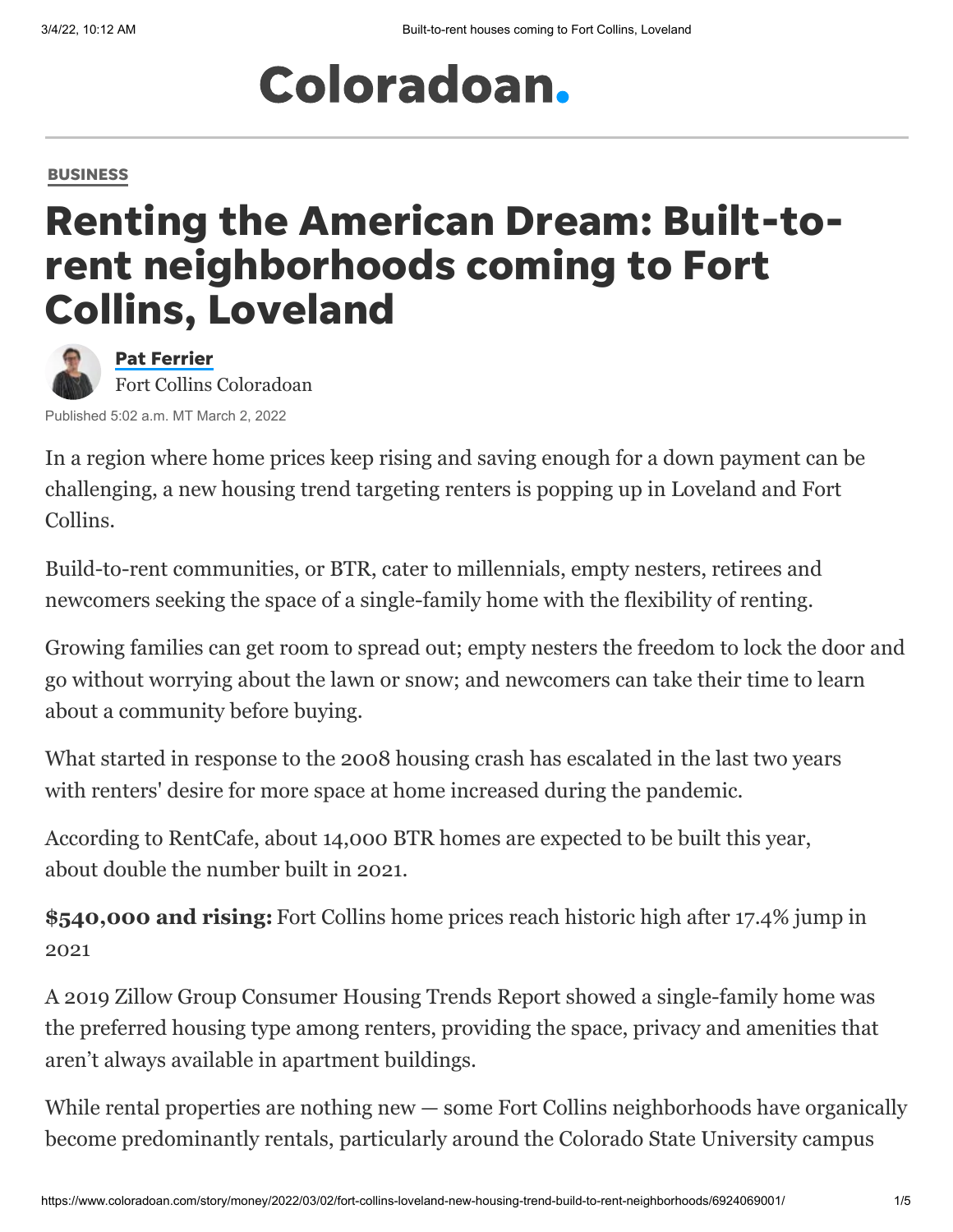# Coloradoan.

BUSINESS

# Renting the American Dream: Built-to-rent neighborhoods coming to Fort Collins, Loveland

**Pat Ferrier**
Fort Collins Coloradoan

Published 5:02 a.m. MT March 2, 2022

In a region where home prices keep rising and saving enough for a down payment can be challenging, a new housing trend targeting renters is popping up in Loveland and Fort Collins.

Build-to-rent communities, or BTR, cater to millennials, empty nesters, retirees and newcomers seeking the space of a single-family home with the flexibility of renting.

Growing families can get room to spread out; empty nesters the freedom to lock the door and go without worrying about the lawn or snow; and newcomers can take their time to learn about a community before buying.

What started in response to the 2008 housing crash has escalated in the last two years with renters' desire for more space at home increased during the pandemic.

According to RentCafe, about 14,000 BTR homes are expected to be built this year, about double the number built in 2021.

**$540,000 and rising:** Fort Collins home prices reach historic high after 17.4% jump in 2021

A 2019 Zillow Group Consumer Housing Trends Report showed a single-family home was the preferred housing type among renters, providing the space, privacy and amenities that aren't always available in apartment buildings.

While rental properties are nothing new — some Fort Collins neighborhoods have organically become predominantly rentals, particularly around the Colorado State University campus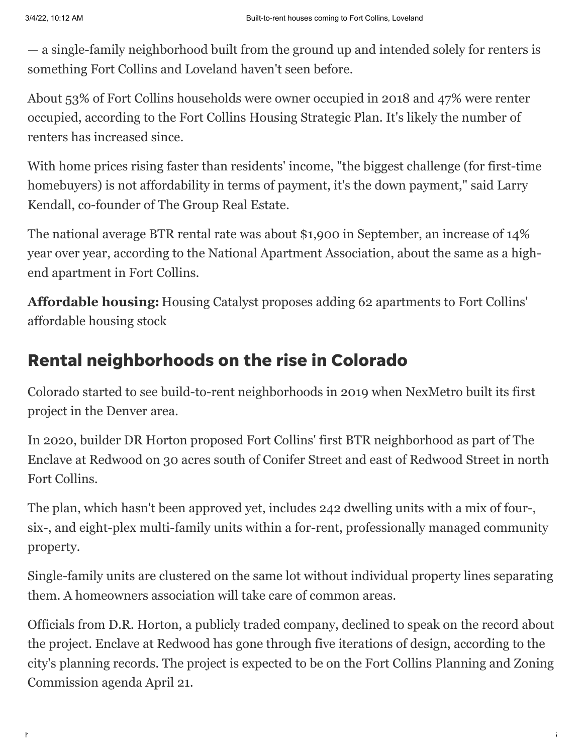— a single-family neighborhood built from the ground up and intended solely for renters is something Fort Collins and Loveland haven't seen before.

About 53% of Fort Collins households were owner occupied in 2018 and 47% were renter occupied, according to the Fort Collins Housing Strategic Plan. It's likely the number of renters has increased since.

With home prices rising faster than residents' income, "the biggest challenge (for first-time homebuyers) is not affordability in terms of payment, it's the down payment," said Larry Kendall, co-founder of The Group Real Estate.

The national average BTR rental rate was about $1,900 in September, an increase of 14% year over year, according to the National Apartment Association, about the same as a high-end apartment in Fort Collins.

**Affordable housing:** Housing Catalyst proposes adding 62 apartments to Fort Collins' affordable housing stock

## Rental neighborhoods on the rise in Colorado

Colorado started to see build-to-rent neighborhoods in 2019 when NexMetro built its first project in the Denver area.

In 2020, builder DR Horton proposed Fort Collins' first BTR neighborhood as part of The Enclave at Redwood on 30 acres south of Conifer Street and east of Redwood Street in north Fort Collins.

The plan, which hasn't been approved yet, includes 242 dwelling units with a mix of four-, six-, and eight-plex multi-family units within a for-rent, professionally managed community property.

Single-family units are clustered on the same lot without individual property lines separating them. A homeowners association will take care of common areas.

Officials from D.R. Horton, a publicly traded company, declined to speak on the record about the project. Enclave at Redwood has gone through five iterations of design, according to the city's planning records. The project is expected to be on the Fort Collins Planning and Zoning Commission agenda April 21.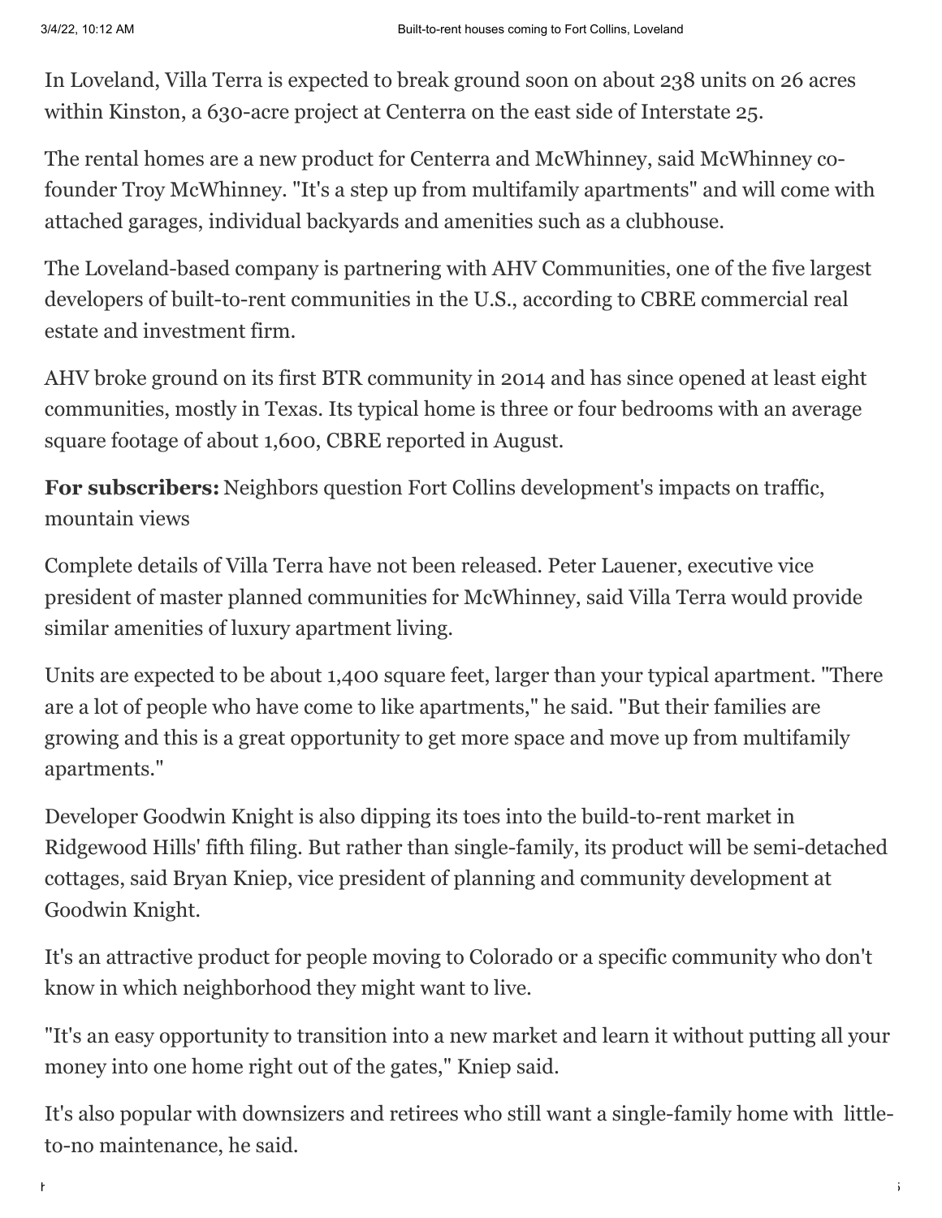In Loveland, Villa Terra is expected to break ground soon on about 238 units on 26 acres within Kinston, a 630-acre project at Centerra on the east side of Interstate 25.

The rental homes are a new product for Centerra and McWhinney, said McWhinney co-founder Troy McWhinney. "It's a step up from multifamily apartments" and will come with attached garages, individual backyards and amenities such as a clubhouse.

The Loveland-based company is partnering with AHV Communities, one of the five largest developers of built-to-rent communities in the U.S., according to CBRE commercial real estate and investment firm.

AHV broke ground on its first BTR community in 2014 and has since opened at least eight communities, mostly in Texas. Its typical home is three or four bedrooms with an average square footage of about 1,600, CBRE reported in August.

**For subscribers:** Neighbors question Fort Collins development's impacts on traffic, mountain views

Complete details of Villa Terra have not been released. Peter Lauener, executive vice president of master planned communities for McWhinney, said Villa Terra would provide similar amenities of luxury apartment living.

Units are expected to be about 1,400 square feet, larger than your typical apartment. "There are a lot of people who have come to like apartments," he said. "But their families are growing and this is a great opportunity to get more space and move up from multifamily apartments."

Developer Goodwin Knight is also dipping its toes into the build-to-rent market in Ridgewood Hills' fifth filing. But rather than single-family, its product will be semi-detached cottages, said Bryan Kniep, vice president of planning and community development at Goodwin Knight.

It's an attractive product for people moving to Colorado or a specific community who don't know in which neighborhood they might want to live.

"It's an easy opportunity to transition into a new market and learn it without putting all your money into one home right out of the gates," Kniep said.

It's also popular with downsizers and retirees who still want a single-family home with little-to-no maintenance, he said.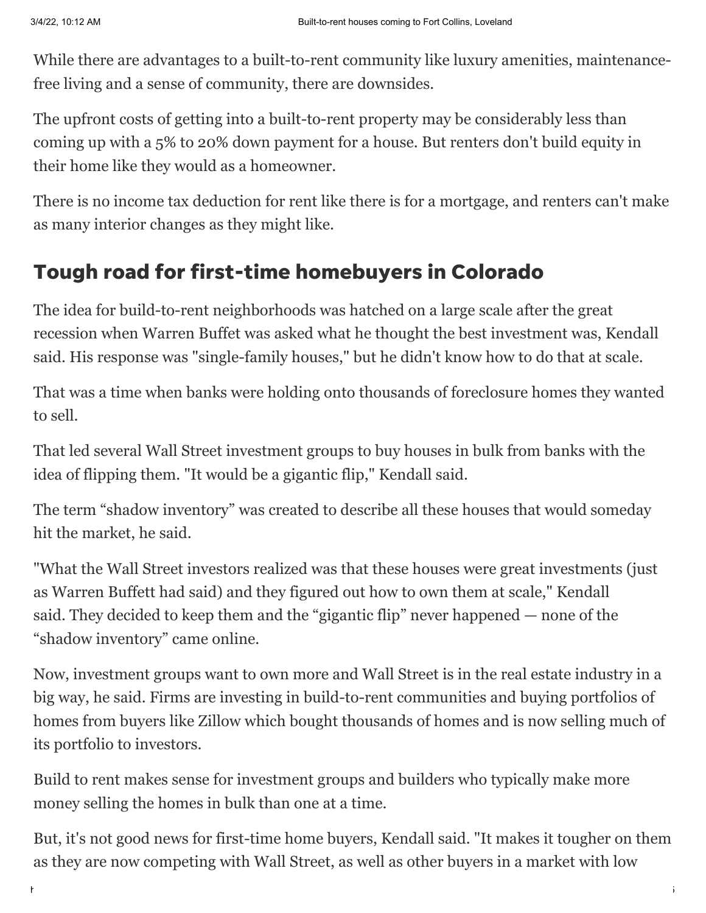While there are advantages to a built-to-rent community like luxury amenities, maintenance-free living and a sense of community, there are downsides.

The upfront costs of getting into a built-to-rent property may be considerably less than coming up with a 5% to 20% down payment for a house. But renters don't build equity in their home like they would as a homeowner.

There is no income tax deduction for rent like there is for a mortgage, and renters can't make as many interior changes as they might like.

## Tough road for first-time homebuyers in Colorado

The idea for build-to-rent neighborhoods was hatched on a large scale after the great recession when Warren Buffet was asked what he thought the best investment was, Kendall said. His response was "single-family houses," but he didn't know how to do that at scale.

That was a time when banks were holding onto thousands of foreclosure homes they wanted to sell.

That led several Wall Street investment groups to buy houses in bulk from banks with the idea of flipping them. "It would be a gigantic flip," Kendall said.

The term “shadow inventory” was created to describe all these houses that would someday hit the market, he said.

"What the Wall Street investors realized was that these houses were great investments (just as Warren Buffett had said) and they figured out how to own them at scale," Kendall said. They decided to keep them and the “gigantic flip” never happened — none of the “shadow inventory” came online.

Now, investment groups want to own more and Wall Street is in the real estate industry in a big way, he said. Firms are investing in build-to-rent communities and buying portfolios of homes from buyers like Zillow which bought thousands of homes and is now selling much of its portfolio to investors.

Build to rent makes sense for investment groups and builders who typically make more money selling the homes in bulk than one at a time.

But, it's not good news for first-time home buyers, Kendall said. "It makes it tougher on them as they are now competing with Wall Street, as well as other buyers in a market with low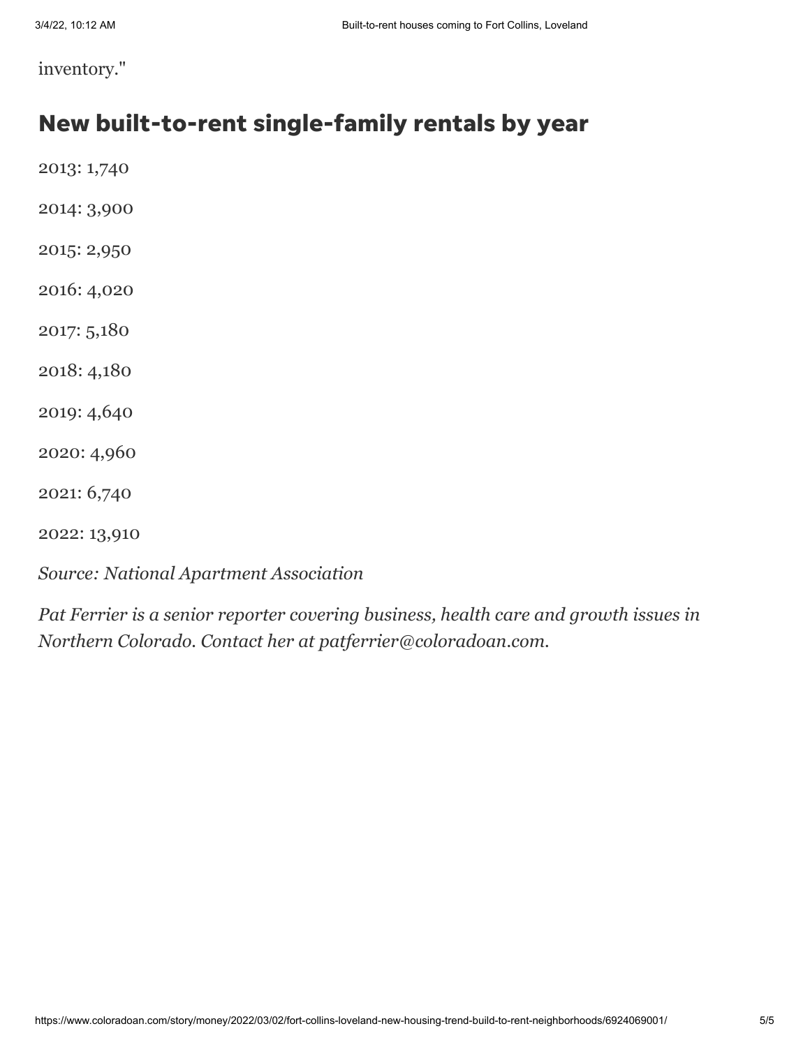inventory."

## New built-to-rent single-family rentals by year

2013: 1,740

2014: 3,900

2015: 2,950

2016: 4,020

2017: 5,180

2018: 4,180

2019: 4,640

2020: 4,960

2021: 6,740

2022: 13,910

*Source: National Apartment Association*

*Pat Ferrier is a senior reporter covering business, health care and growth issues in Northern Colorado. Contact her at patferrier@coloradoan.com.*